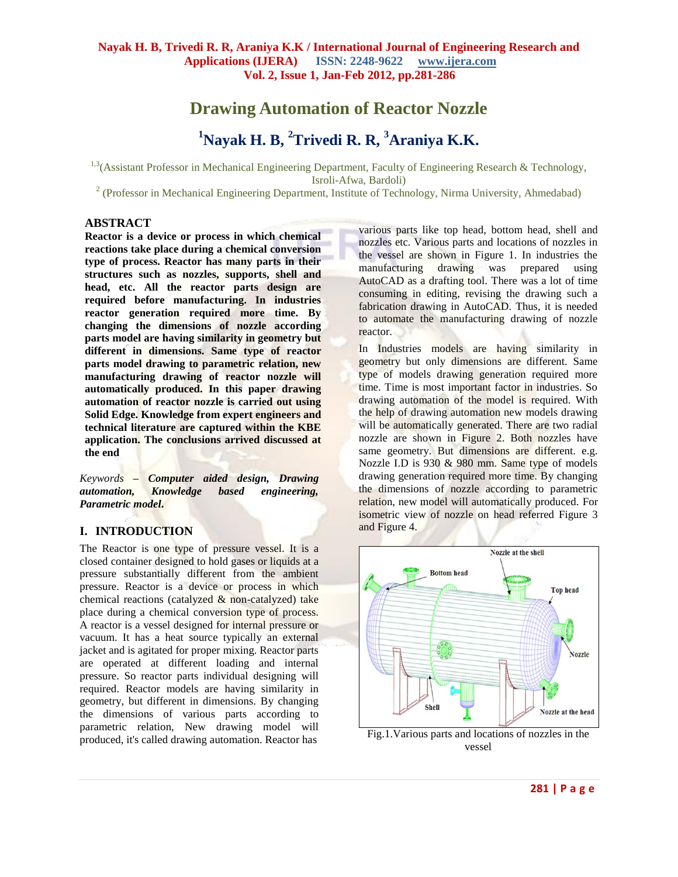# Drawing Automation of Reactor Nozzle

## [1]Nayak H. B, [2]Trivedi R. R, [3]Araniya K.K.

[1,3](Assistant Professor in Mechanical Engineering Department, Faculty of Engineering Research & Technology, Isroli-Afwa, Bardoli)

[2] (Professor in Mechanical Engineering Department, Institute of Technology, Nirma University, Ahmedabad)

### ABSTRACT

**Reactor is a device or process in which chemical reactions take place during a chemical conversion type of process. Reactor has many parts in their structures such as nozzles, supports, shell and head, etc. All the reactor parts design are required before manufacturing. In industries reactor generation required more time. By changing the dimensions of nozzle according parts model are having similarity in geometry but different in dimensions. Same type of reactor parts model drawing to parametric relation, new manufacturing drawing of reactor nozzle will automatically produced. In this paper drawing automation of reactor nozzle is carried out using Solid Edge. Knowledge from expert engineers and technical literature are captured within the KBE application. The conclusions arrived discussed at the end**

*Keywords* – ***Computer aided design, Drawing automation, Knowledge based engineering, Parametric model.***

## I. INTRODUCTION

The Reactor is one type of pressure vessel. It is a closed container designed to hold gases or liquids at a pressure substantially different from the ambient pressure. Reactor is a device or process in which chemical reactions (catalyzed & non-catalyzed) take place during a chemical conversion type of process. A reactor is a vessel designed for internal pressure or vacuum. It has a heat source typically an external jacket and is agitated for proper mixing. Reactor parts are operated at different loading and internal pressure. So reactor parts individual designing will required. Reactor models are having similarity in geometry, but different in dimensions. By changing the dimensions of various parts according to parametric relation, New drawing model will produced, it's called drawing automation. Reactor has various parts like top head, bottom head, shell and nozzles etc. Various parts and locations of nozzles in the vessel are shown in Figure 1. In industries the manufacturing drawing was prepared using AutoCAD as a drafting tool. There was a lot of time consuming in editing, revising the drawing such a fabrication drawing in AutoCAD. Thus, it is needed to automate the manufacturing drawing of nozzle reactor.

In Industries models are having similarity in geometry but only dimensions are different. Same type of models drawing generation required more time. Time is most important factor in industries. So drawing automation of the model is required. With the help of drawing automation new models drawing will be automatically generated. There are two radial nozzle are shown in Figure 2. Both nozzles have same geometry. But dimensions are different. e.g. Nozzle I.D is 930 & 980 mm. Same type of models drawing generation required more time. By changing the dimensions of nozzle according to parametric relation, new model will automatically produced. For isometric view of nozzle on head referred Figure 3 and Figure 4.

Fig.1.Various parts and locations of nozzles in the vessel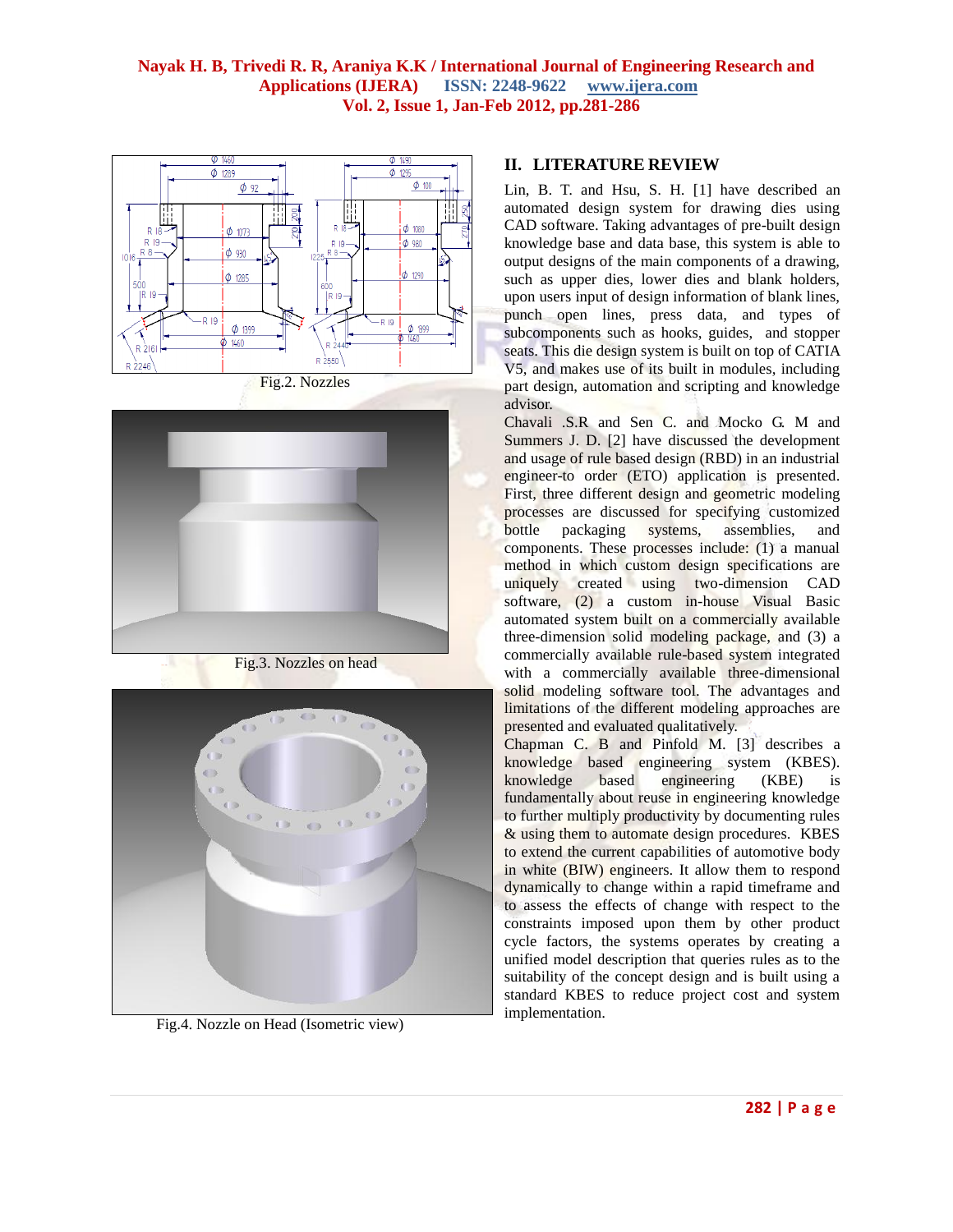Fig.2. Nozzles

Fig.3. Nozzles on head

Fig.4. Nozzle on Head (Isometric view)

## II. LITERATURE REVIEW

Lin, B. T. and Hsu, S. H. [1] have described an automated design system for drawing dies using CAD software. Taking advantages of pre-built design knowledge base and data base, this system is able to output designs of the main components of a drawing, such as upper dies, lower dies and blank holders, upon users input of design information of blank lines, punch open lines, press data, and types of subcomponents such as hooks, guides, and stopper seats. This die design system is built on top of CATIA V5, and makes use of its built in modules, including part design, automation and scripting and knowledge advisor.

Chavali .S.R and Sen C. and Mocko G. M and Summers J. D. [2] have discussed the development and usage of rule based design (RBD) in an industrial engineer-to order (ETO) application is presented. First, three different design and geometric modeling processes are discussed for specifying customized bottle packaging systems, assemblies, and components. These processes include: (1) a manual method in which custom design specifications are uniquely created using two-dimension CAD software, (2) a custom in-house Visual Basic automated system built on a commercially available three-dimension solid modeling package, and (3) a commercially available rule-based system integrated with a commercially available three-dimensional solid modeling software tool. The advantages and limitations of the different modeling approaches are presented and evaluated qualitatively.

Chapman C. B and Pinfold M. [3] describes a knowledge based engineering system (KBES). knowledge based engineering (KBE) is fundamentally about reuse in engineering knowledge to further multiply productivity by documenting rules & using them to automate design procedures. KBES to extend the current capabilities of automotive body in white (BIW) engineers. It allow them to respond dynamically to change within a rapid timeframe and to assess the effects of change with respect to the constraints imposed upon them by other product cycle factors, the systems operates by creating a unified model description that queries rules as to the suitability of the concept design and is built using a standard KBES to reduce project cost and system implementation.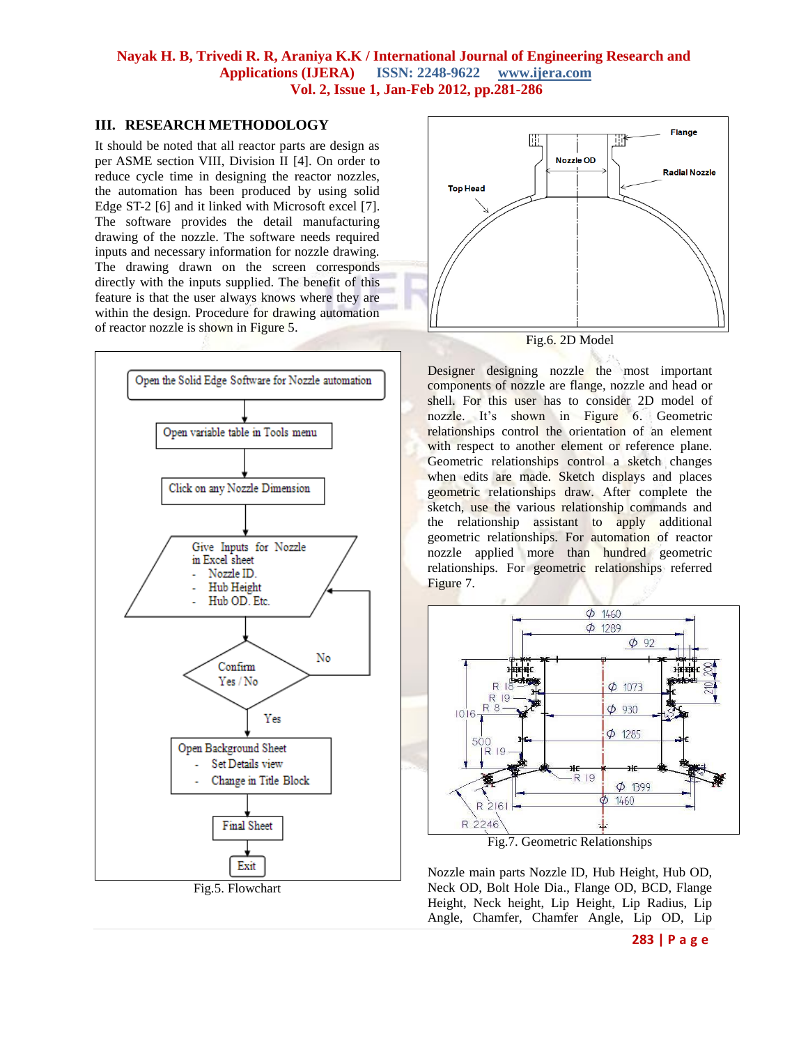## III. RESEARCH METHODOLOGY

It should be noted that all reactor parts are design as per ASME section VIII, Division II [4]. On order to reduce cycle time in designing the reactor nozzles, the automation has been produced by using solid Edge ST-2 [6] and it linked with Microsoft excel [7]. The software provides the detail manufacturing drawing of the nozzle. The software needs required inputs and necessary information for nozzle drawing. The drawing drawn on the screen corresponds directly with the inputs supplied. The benefit of this feature is that the user always knows where they are within the design. Procedure for drawing automation of reactor nozzle is shown in Figure 5.

Fig.5. Flowchart

Fig.6. 2D Model

Designer designing nozzle the most important components of nozzle are flange, nozzle and head or shell. For this user has to consider 2D model of nozzle. It's shown in Figure 6. Geometric relationships control the orientation of an element with respect to another element or reference plane. Geometric relationships control a sketch changes when edits are made. Sketch displays and places geometric relationships draw. After complete the sketch, use the various relationship commands and the relationship assistant to apply additional geometric relationships. For automation of reactor nozzle applied more than hundred geometric relationships. For geometric relationships referred Figure 7.

Fig.7. Geometric Relationships

Nozzle main parts Nozzle ID, Hub Height, Hub OD, Neck OD, Bolt Hole Dia., Flange OD, BCD, Flange Height, Neck height, Lip Height, Lip Radius, Lip Angle, Chamfer, Chamfer Angle, Lip OD, Lip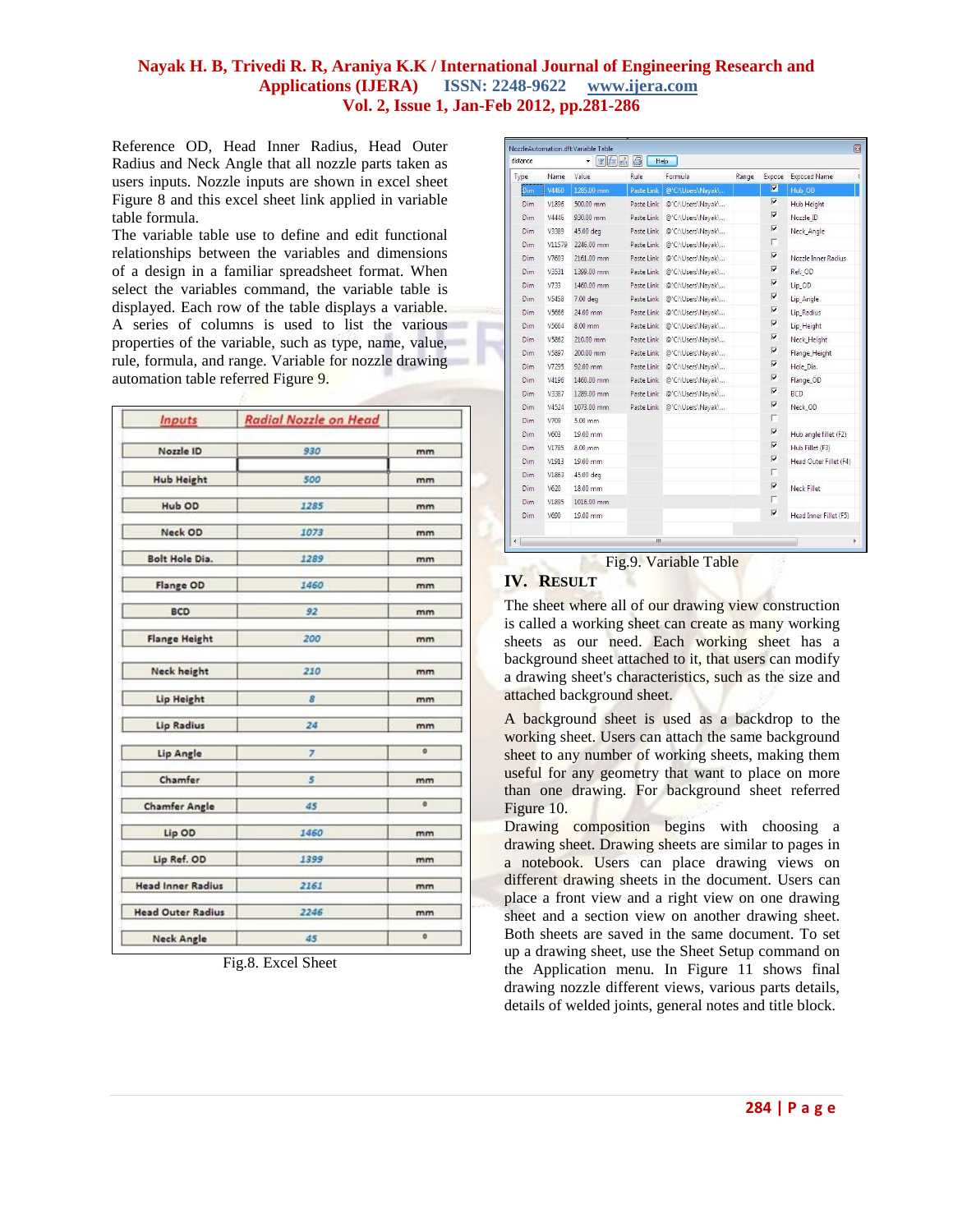Reference OD, Head Inner Radius, Head Outer Radius and Neck Angle that all nozzle parts taken as users inputs. Nozzle inputs are shown in excel sheet Figure 8 and this excel sheet link applied in variable table formula.

The variable table use to define and edit functional relationships between the variables and dimensions of a design in a familiar spreadsheet format. When select the variables command, the variable table is displayed. Each row of the table displays a variable. A series of columns is used to list the various properties of the variable, such as type, name, value, rule, formula, and range. Variable for nozzle drawing automation table referred Figure 9.

| Inputs | Radial Nozzle on Head | |
|---|---|---|
| Nozzle ID | 930 | mm |
| Hub Height | 500 | mm |
| Hub OD | 1285 | mm |
| Neck OD | 1073 | mm |
| Bolt Hole Dia. | 1289 | mm |
| Flange OD | 1460 | mm |
| BCD | 92 | mm |
| Flange Height | 200 | mm |
| Neck height | 210 | mm |
| Lip Height | 8 | mm |
| Lip Radius | 24 | mm |
| Lip Angle | 7 | ° |
| Chamfer | 5 | mm |
| Chamfer Angle | 45 | ° |
| Lip OD | 1460 | mm |
| Lip Ref. OD | 1399 | mm |
| Head Inner Radius | 2161 | mm |
| Head Outer Radius | 2246 | mm |
| Neck Angle | 45 | ° |

Fig.8. Excel Sheet

| Type | Name | Value | Rule | Formula | Range | Expose | Exposed Name |
|---|---|---|---|---|---|---|---|
| Dim | V4460 | 1285.00 mm | Paste Link | @'C:\Users\Nayak\... | | ☑ | Hub_OD |
| Dim | V1896 | 500.00 mm | Paste Link | @'C:\Users\Nayak\... | | ☑ | Hub Height |
| Dim | V4446 | 930.00 mm | Paste Link | @'C:\Users\Nayak\... | | ☑ | Nozzle_ID |
| Dim | V3389 | 45.00 deg | Paste Link | @'C:\Users\Nayak\... | | ☑ | Neck_Angle |
| Dim | V11579 | 2246.00 mm | Paste Link | @'C:\Users\Nayak\... | | ☐ | |
| Dim | V7603 | 2161.00 mm | Paste Link | @'C:\Users\Nayak\... | | ☑ | Nozzle Inner Radius |
| Dim | V3531 | 1399.00 mm | Paste Link | @'C:\Users\Nayak\... | | ☑ | Ref_OD |
| Dim | V733 | 1460.00 mm | Paste Link | @'C:\Users\Nayak\... | | ☑ | Lip_OD |
| Dim | V5458 | 7.00 deg | Paste Link | @'C:\Users\Nayak\... | | ☑ | Lip_Angle |
| Dim | V5666 | 24.00 mm | Paste Link | @'C:\Users\Nayak\... | | ☑ | Lip_Radius |
| Dim | V5664 | 8.00 mm | Paste Link | @'C:\Users\Nayak\... | | ☑ | Lip_Height |
| Dim | V5862 | 210.00 mm | Paste Link | @'C:\Users\Nayak\... | | ☑ | Neck_Height |
| Dim | V5897 | 200.00 mm | Paste Link | @'C:\Users\Nayak\... | | ☑ | Flange_Height |
| Dim | V7295 | 92.00 mm | Paste Link | @'C:\Users\Nayak\... | | ☑ | Hole_Dia |
| Dim | V4196 | 1460.00 mm | Paste Link | @'C:\Users\Nayak\... | | ☑ | Flange_OD |
| Dim | V3387 | 1289.00 mm | Paste Link | @'C:\Users\Nayak\... | | ☑ | BCD |
| Dim | V4524 | 1073.00 mm | Paste Link | @'C:\Users\Nayak\... | | ☑ | Neck_OD |
| Dim | V709 | 5.00 mm | | | | ☐ | |
| Dim | V603 | 19.00 mm | | | | ☑ | Hub angle fillet (F2) |
| Dim | V1785 | 8.00 mm | | | | ☑ | Hub Fillet (F3) |
| Dim | V1913 | 19.00 mm | | | | ☑ | Head Outer Fillet (F4) |
| Dim | V1863 | 45.00 deg | | | | ☐ | |
| Dim | V620 | 18.00 mm | | | | ☑ | Neck Fillet |
| Dim | V1895 | 1016.00 mm | | | | ☐ | |
| Dim | V690 | 19.00 mm | | | | ☑ | Head Inner Fillet (F5) |

Fig.9. Variable Table

## IV. RESULT

The sheet where all of our drawing view construction is called a working sheet can create as many working sheets as our need. Each working sheet has a background sheet attached to it, that users can modify a drawing sheet's characteristics, such as the size and attached background sheet.

A background sheet is used as a backdrop to the working sheet. Users can attach the same background sheet to any number of working sheets, making them useful for any geometry that want to place on more than one drawing. For background sheet referred Figure 10.

Drawing composition begins with choosing a drawing sheet. Drawing sheets are similar to pages in a notebook. Users can place drawing views on different drawing sheets in the document. Users can place a front view and a right view on one drawing sheet and a section view on another drawing sheet. Both sheets are saved in the same document. To set up a drawing sheet, use the Sheet Setup command on the Application menu. In Figure 11 shows final drawing nozzle different views, various parts details, details of welded joints, general notes and title block.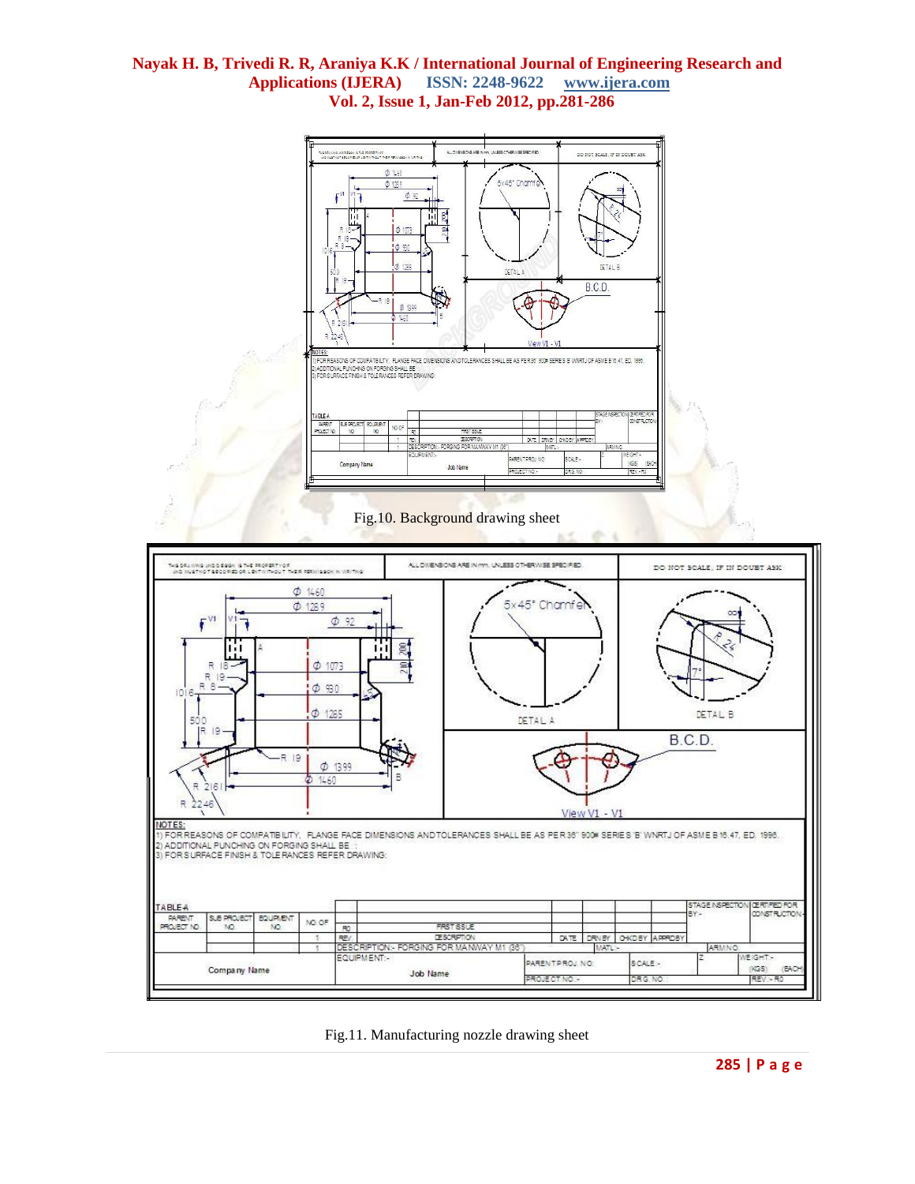Fig.10. Background drawing sheet

Fig.11. Manufacturing nozzle drawing sheet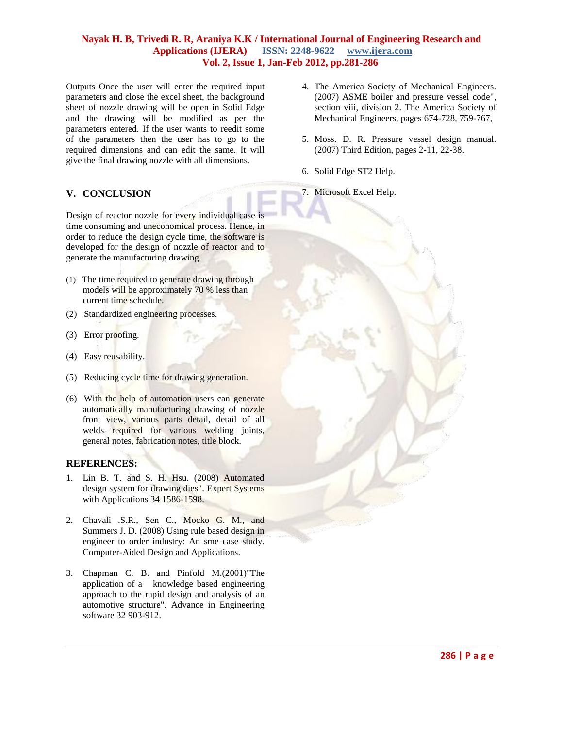Outputs Once the user will enter the required input parameters and close the excel sheet, the background sheet of nozzle drawing will be open in Solid Edge and the drawing will be modified as per the parameters entered. If the user wants to reedit some of the parameters then the user has to go to the required dimensions and can edit the same. It will give the final drawing nozzle with all dimensions.

## V. CONCLUSION

Design of reactor nozzle for every individual case is time consuming and uneconomical process. Hence, in order to reduce the design cycle time, the software is developed for the design of nozzle of reactor and to generate the manufacturing drawing.

(1) The time required to generate drawing through models will be approximately 70 % less than current time schedule.

(2) Standardized engineering processes.

(3) Error proofing.

(4) Easy reusability.

(5) Reducing cycle time for drawing generation.

(6) With the help of automation users can generate automatically manufacturing drawing of nozzle front view, various parts detail, detail of all welds required for various welding joints, general notes, fabrication notes, title block.

## REFERENCES:

1. Lin B. T. and S. H. Hsu. (2008) Automated design system for drawing dies". Expert Systems with Applications 34 1586-1598.
2. Chavali .S.R., Sen C., Mocko G. M., and Summers J. D. (2008) Using rule based design in engineer to order industry: An sme case study. Computer-Aided Design and Applications.
3. Chapman C. B. and Pinfold M.(2001)"The application of a knowledge based engineering approach to the rapid design and analysis of an automotive structure". Advance in Engineering software 32 903-912.
4. The America Society of Mechanical Engineers. (2007) ASME boiler and pressure vessel code", section viii, division 2. The America Society of Mechanical Engineers, pages 674-728, 759-767,
5. Moss. D. R. Pressure vessel design manual. (2007) Third Edition, pages 2-11, 22-38.
6. Solid Edge ST2 Help.
7. Microsoft Excel Help.